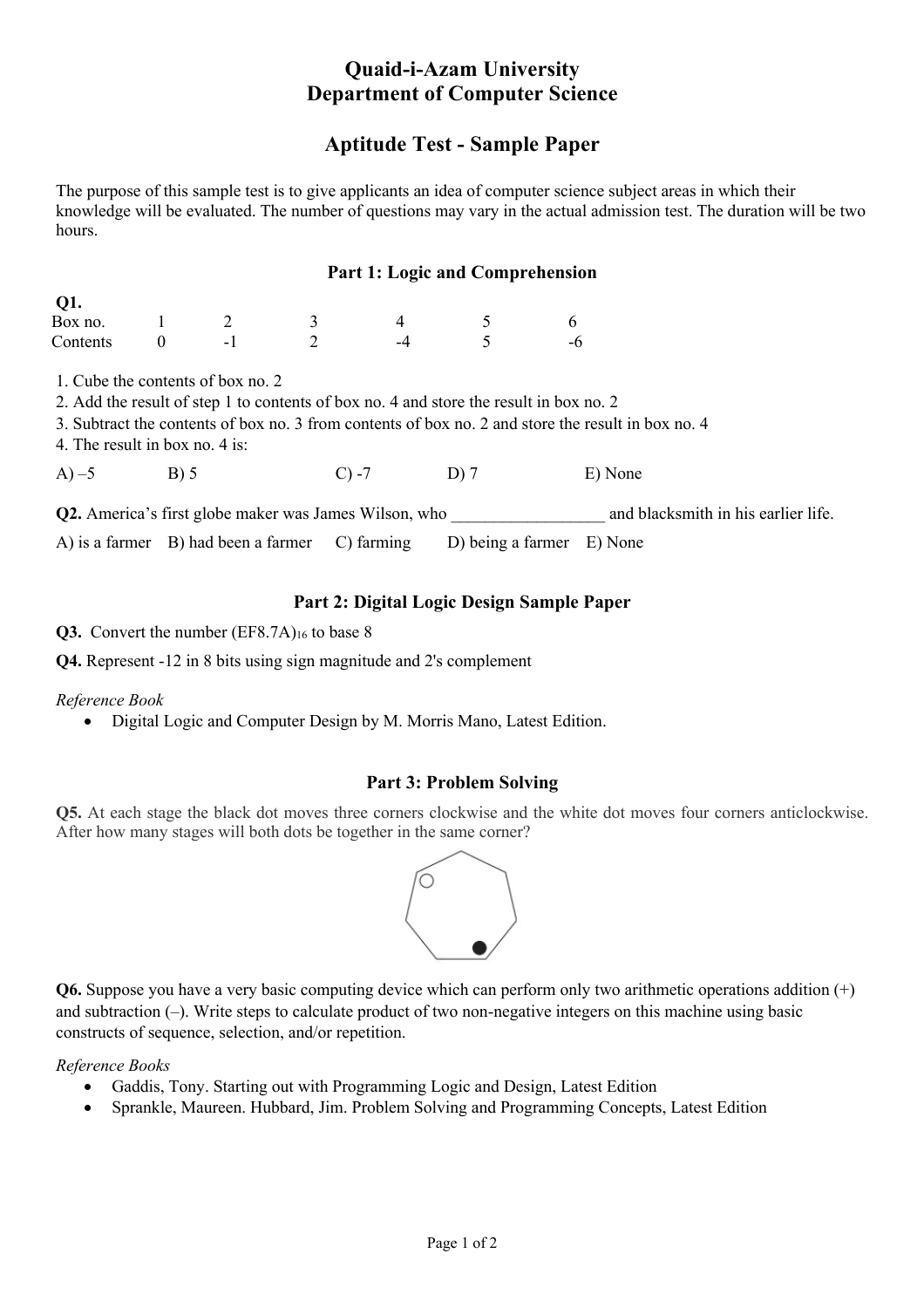# Quaid-i-Azam University
# Department of Computer Science

## Aptitude Test - Sample Paper

The purpose of this sample test is to give applicants an idea of computer science subject areas in which their knowledge will be evaluated. The number of questions may vary in the actual admission test. The duration will be two hours.

### Part 1: Logic and Comprehension

**Q1.**

| Box no. | 1 | 2 | 3 | 4 | 5 | 6 |
|---|---|---|---|---|---|---|
| Contents | 0 | -1 | 2 | -4 | 5 | -6 |

1. Cube the contents of box no. 2
2. Add the result of step 1 to contents of box no. 4 and store the result in box no. 2
3. Subtract the contents of box no. 3 from contents of box no. 2 and store the result in box no. 4
4. The result in box no. 4 is:

A) –5 B) 5 C) -7 D) 7 E) None

**Q2.** America's first globe maker was James Wilson, who __________________ and blacksmith in his earlier life.

A) is a farmer B) had been a farmer C) farming D) being a farmer E) None

### Part 2: Digital Logic Design Sample Paper

**Q3.** Convert the number $(EF8.7A)_{16}$ to base 8

**Q4.** Represent -12 in 8 bits using sign magnitude and 2's complement

*Reference Book*

- Digital Logic and Computer Design by M. Morris Mano, Latest Edition.

### Part 3: Problem Solving

**Q5.** At each stage the black dot moves three corners clockwise and the white dot moves four corners anticlockwise. After how many stages will both dots be together in the same corner?

**Q6.** Suppose you have a very basic computing device which can perform only two arithmetic operations addition (+) and subtraction (–). Write steps to calculate product of two non-negative integers on this machine using basic constructs of sequence, selection, and/or repetition.

*Reference Books*

- Gaddis, Tony. Starting out with Programming Logic and Design, Latest Edition
- Sprankle, Maureen. Hubbard, Jim. Problem Solving and Programming Concepts, Latest Edition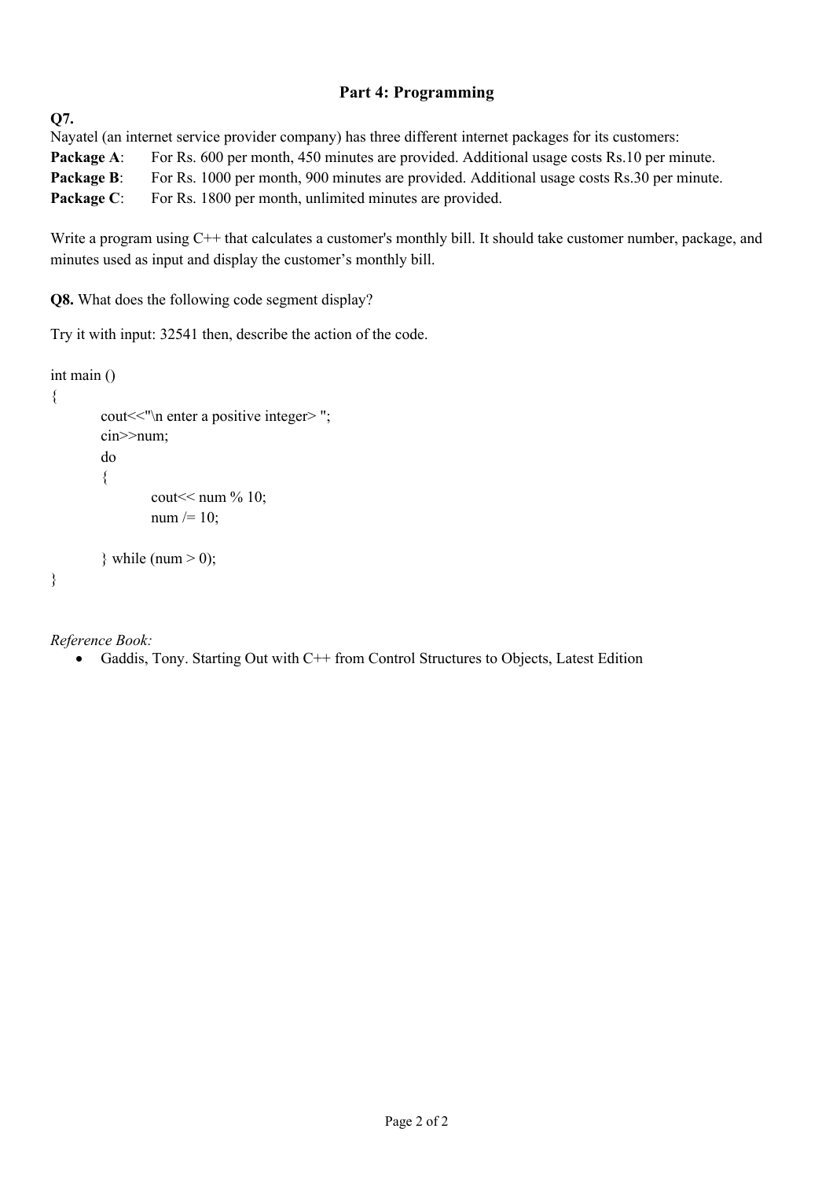## Part 4: Programming

**Q7.**

Nayatel (an internet service provider company) has three different internet packages for its customers:

**Package A**: For Rs. 600 per month, 450 minutes are provided. Additional usage costs Rs.10 per minute.
**Package B**: For Rs. 1000 per month, 900 minutes are provided. Additional usage costs Rs.30 per minute.
**Package C**: For Rs. 1800 per month, unlimited minutes are provided.

Write a program using C++ that calculates a customer's monthly bill. It should take customer number, package, and minutes used as input and display the customer's monthly bill.

**Q8.** What does the following code segment display?

Try it with input: 32541 then, describe the action of the code.

```
int main ()
{
        cout<<"\n enter a positive integer> ";
        cin>>num;
        do
        {
                cout<< num % 10;
                num /= 10;

        } while (num > 0);
}
```

*Reference Book:*

- Gaddis, Tony. Starting Out with C++ from Control Structures to Objects, Latest Edition